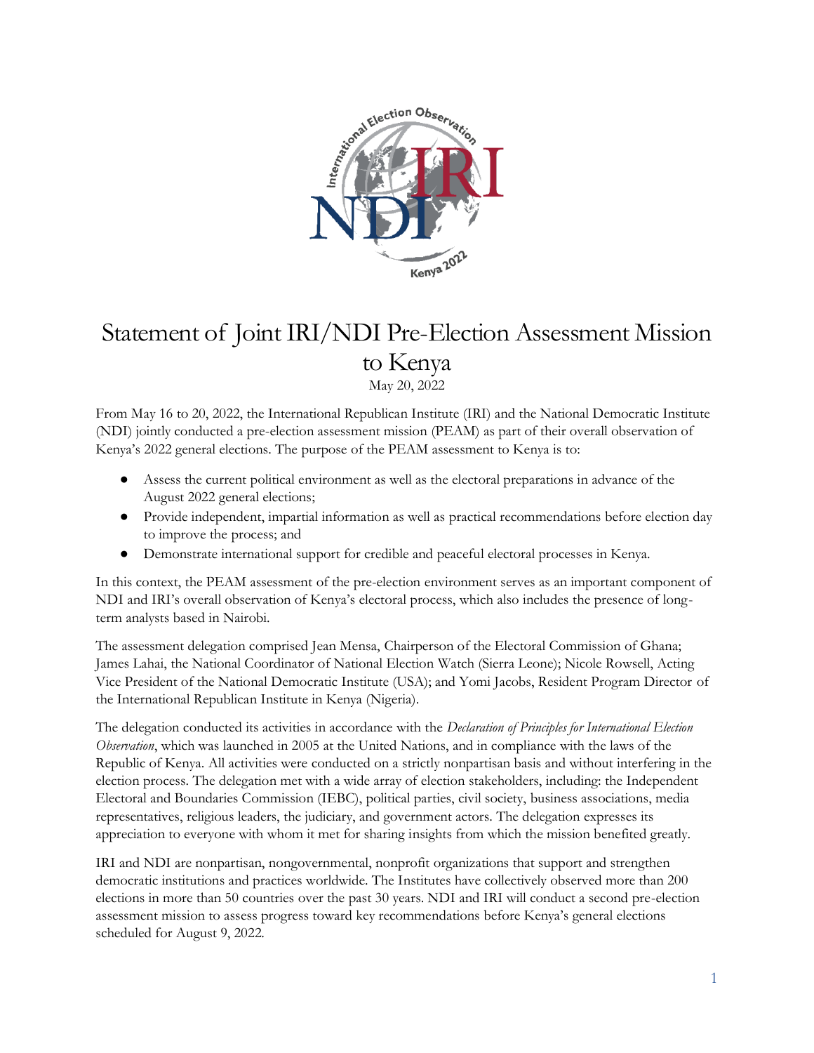# Statement of Joint IRI/NDI Pre-Election Assessment Mission to Kenya

May 20, 2022

From May 16 to 20, 2022, the International Republican Institute (IRI) and the National Democratic Institute (NDI) jointly conducted a pre-election assessment mission (PEAM) as part of their overall observation of Kenya's 2022 general elections. The purpose of the PEAM assessment to Kenya is to:

- Assess the current political environment as well as the electoral preparations in advance of the August 2022 general elections;
- Provide independent, impartial information as well as practical recommendations before election day to improve the process; and
- Demonstrate international support for credible and peaceful electoral processes in Kenya.

In this context, the PEAM assessment of the pre-election environment serves as an important component of NDI and IRI's overall observation of Kenya's electoral process, which also includes the presence of long-term analysts based in Nairobi.

The assessment delegation comprised Jean Mensa, Chairperson of the Electoral Commission of Ghana; James Lahai, the National Coordinator of National Election Watch (Sierra Leone); Nicole Rowsell, Acting Vice President of the National Democratic Institute (USA); and Yomi Jacobs, Resident Program Director of the International Republican Institute in Kenya (Nigeria).

The delegation conducted its activities in accordance with the *Declaration of Principles for International Election Observation*, which was launched in 2005 at the United Nations, and in compliance with the laws of the Republic of Kenya. All activities were conducted on a strictly nonpartisan basis and without interfering in the election process. The delegation met with a wide array of election stakeholders, including: the Independent Electoral and Boundaries Commission (IEBC), political parties, civil society, business associations, media representatives, religious leaders, the judiciary, and government actors. The delegation expresses its appreciation to everyone with whom it met for sharing insights from which the mission benefited greatly.

IRI and NDI are nonpartisan, nongovernmental, nonprofit organizations that support and strengthen democratic institutions and practices worldwide. The Institutes have collectively observed more than 200 elections in more than 50 countries over the past 30 years. NDI and IRI will conduct a second pre-election assessment mission to assess progress toward key recommendations before Kenya's general elections scheduled for August 9, 2022.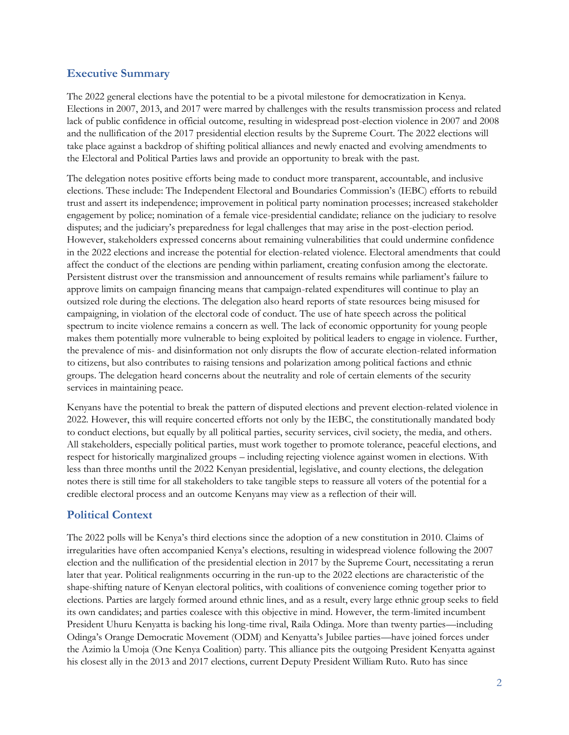## Executive Summary

The 2022 general elections have the potential to be a pivotal milestone for democratization in Kenya. Elections in 2007, 2013, and 2017 were marred by challenges with the results transmission process and related lack of public confidence in official outcome, resulting in widespread post-election violence in 2007 and 2008 and the nullification of the 2017 presidential election results by the Supreme Court. The 2022 elections will take place against a backdrop of shifting political alliances and newly enacted and evolving amendments to the Electoral and Political Parties laws and provide an opportunity to break with the past.

The delegation notes positive efforts being made to conduct more transparent, accountable, and inclusive elections. These include: The Independent Electoral and Boundaries Commission's (IEBC) efforts to rebuild trust and assert its independence; improvement in political party nomination processes; increased stakeholder engagement by police; nomination of a female vice-presidential candidate; reliance on the judiciary to resolve disputes; and the judiciary's preparedness for legal challenges that may arise in the post-election period. However, stakeholders expressed concerns about remaining vulnerabilities that could undermine confidence in the 2022 elections and increase the potential for election-related violence. Electoral amendments that could affect the conduct of the elections are pending within parliament, creating confusion among the electorate. Persistent distrust over the transmission and announcement of results remains while parliament's failure to approve limits on campaign financing means that campaign-related expenditures will continue to play an outsized role during the elections. The delegation also heard reports of state resources being misused for campaigning, in violation of the electoral code of conduct. The use of hate speech across the political spectrum to incite violence remains a concern as well. The lack of economic opportunity for young people makes them potentially more vulnerable to being exploited by political leaders to engage in violence. Further, the prevalence of mis- and disinformation not only disrupts the flow of accurate election-related information to citizens, but also contributes to raising tensions and polarization among political factions and ethnic groups. The delegation heard concerns about the neutrality and role of certain elements of the security services in maintaining peace.

Kenyans have the potential to break the pattern of disputed elections and prevent election-related violence in 2022. However, this will require concerted efforts not only by the IEBC, the constitutionally mandated body to conduct elections, but equally by all political parties, security services, civil society, the media, and others. All stakeholders, especially political parties, must work together to promote tolerance, peaceful elections, and respect for historically marginalized groups – including rejecting violence against women in elections. With less than three months until the 2022 Kenyan presidential, legislative, and county elections, the delegation notes there is still time for all stakeholders to take tangible steps to reassure all voters of the potential for a credible electoral process and an outcome Kenyans may view as a reflection of their will.

## Political Context

The 2022 polls will be Kenya's third elections since the adoption of a new constitution in 2010. Claims of irregularities have often accompanied Kenya's elections, resulting in widespread violence following the 2007 election and the nullification of the presidential election in 2017 by the Supreme Court, necessitating a rerun later that year. Political realignments occurring in the run-up to the 2022 elections are characteristic of the shape-shifting nature of Kenyan electoral politics, with coalitions of convenience coming together prior to elections. Parties are largely formed around ethnic lines, and as a result, every large ethnic group seeks to field its own candidates; and parties coalesce with this objective in mind. However, the term-limited incumbent President Uhuru Kenyatta is backing his long-time rival, Raila Odinga. More than twenty parties—including Odinga's Orange Democratic Movement (ODM) and Kenyatta's Jubilee parties—have joined forces under the Azimio la Umoja (One Kenya Coalition) party. This alliance pits the outgoing President Kenyatta against his closest ally in the 2013 and 2017 elections, current Deputy President William Ruto. Ruto has since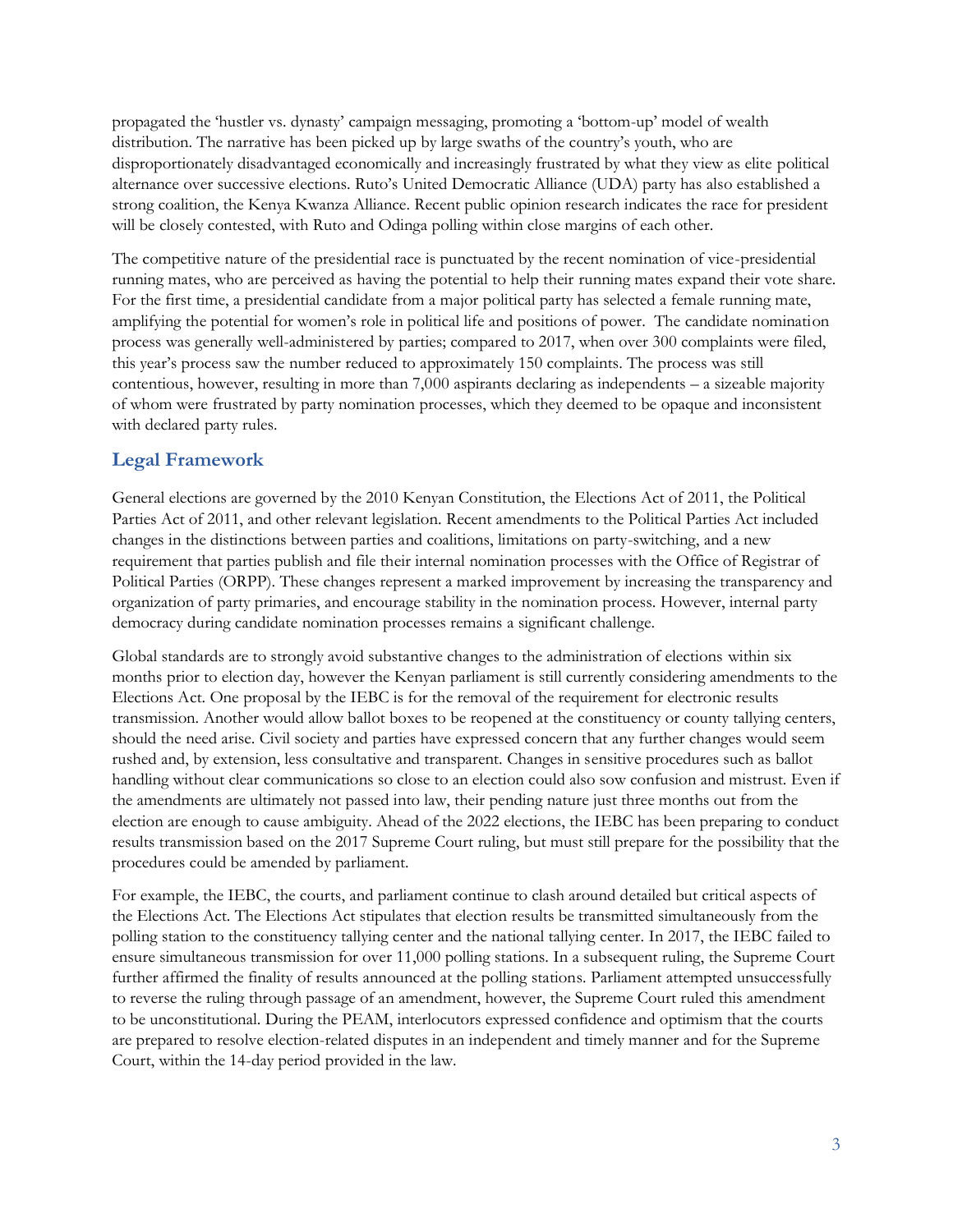propagated the 'hustler vs. dynasty' campaign messaging, promoting a 'bottom-up' model of wealth distribution. The narrative has been picked up by large swaths of the country's youth, who are disproportionately disadvantaged economically and increasingly frustrated by what they view as elite political alternance over successive elections. Ruto's United Democratic Alliance (UDA) party has also established a strong coalition, the Kenya Kwanza Alliance. Recent public opinion research indicates the race for president will be closely contested, with Ruto and Odinga polling within close margins of each other.

The competitive nature of the presidential race is punctuated by the recent nomination of vice-presidential running mates, who are perceived as having the potential to help their running mates expand their vote share. For the first time, a presidential candidate from a major political party has selected a female running mate, amplifying the potential for women's role in political life and positions of power. The candidate nomination process was generally well-administered by parties; compared to 2017, when over 300 complaints were filed, this year's process saw the number reduced to approximately 150 complaints. The process was still contentious, however, resulting in more than 7,000 aspirants declaring as independents – a sizeable majority of whom were frustrated by party nomination processes, which they deemed to be opaque and inconsistent with declared party rules.

## Legal Framework

General elections are governed by the 2010 Kenyan Constitution, the Elections Act of 2011, the Political Parties Act of 2011, and other relevant legislation. Recent amendments to the Political Parties Act included changes in the distinctions between parties and coalitions, limitations on party-switching, and a new requirement that parties publish and file their internal nomination processes with the Office of Registrar of Political Parties (ORPP). These changes represent a marked improvement by increasing the transparency and organization of party primaries, and encourage stability in the nomination process. However, internal party democracy during candidate nomination processes remains a significant challenge.

Global standards are to strongly avoid substantive changes to the administration of elections within six months prior to election day, however the Kenyan parliament is still currently considering amendments to the Elections Act. One proposal by the IEBC is for the removal of the requirement for electronic results transmission. Another would allow ballot boxes to be reopened at the constituency or county tallying centers, should the need arise. Civil society and parties have expressed concern that any further changes would seem rushed and, by extension, less consultative and transparent. Changes in sensitive procedures such as ballot handling without clear communications so close to an election could also sow confusion and mistrust. Even if the amendments are ultimately not passed into law, their pending nature just three months out from the election are enough to cause ambiguity. Ahead of the 2022 elections, the IEBC has been preparing to conduct results transmission based on the 2017 Supreme Court ruling, but must still prepare for the possibility that the procedures could be amended by parliament.

For example, the IEBC, the courts, and parliament continue to clash around detailed but critical aspects of the Elections Act. The Elections Act stipulates that election results be transmitted simultaneously from the polling station to the constituency tallying center and the national tallying center. In 2017, the IEBC failed to ensure simultaneous transmission for over 11,000 polling stations. In a subsequent ruling, the Supreme Court further affirmed the finality of results announced at the polling stations. Parliament attempted unsuccessfully to reverse the ruling through passage of an amendment, however, the Supreme Court ruled this amendment to be unconstitutional. During the PEAM, interlocutors expressed confidence and optimism that the courts are prepared to resolve election-related disputes in an independent and timely manner and for the Supreme Court, within the 14-day period provided in the law.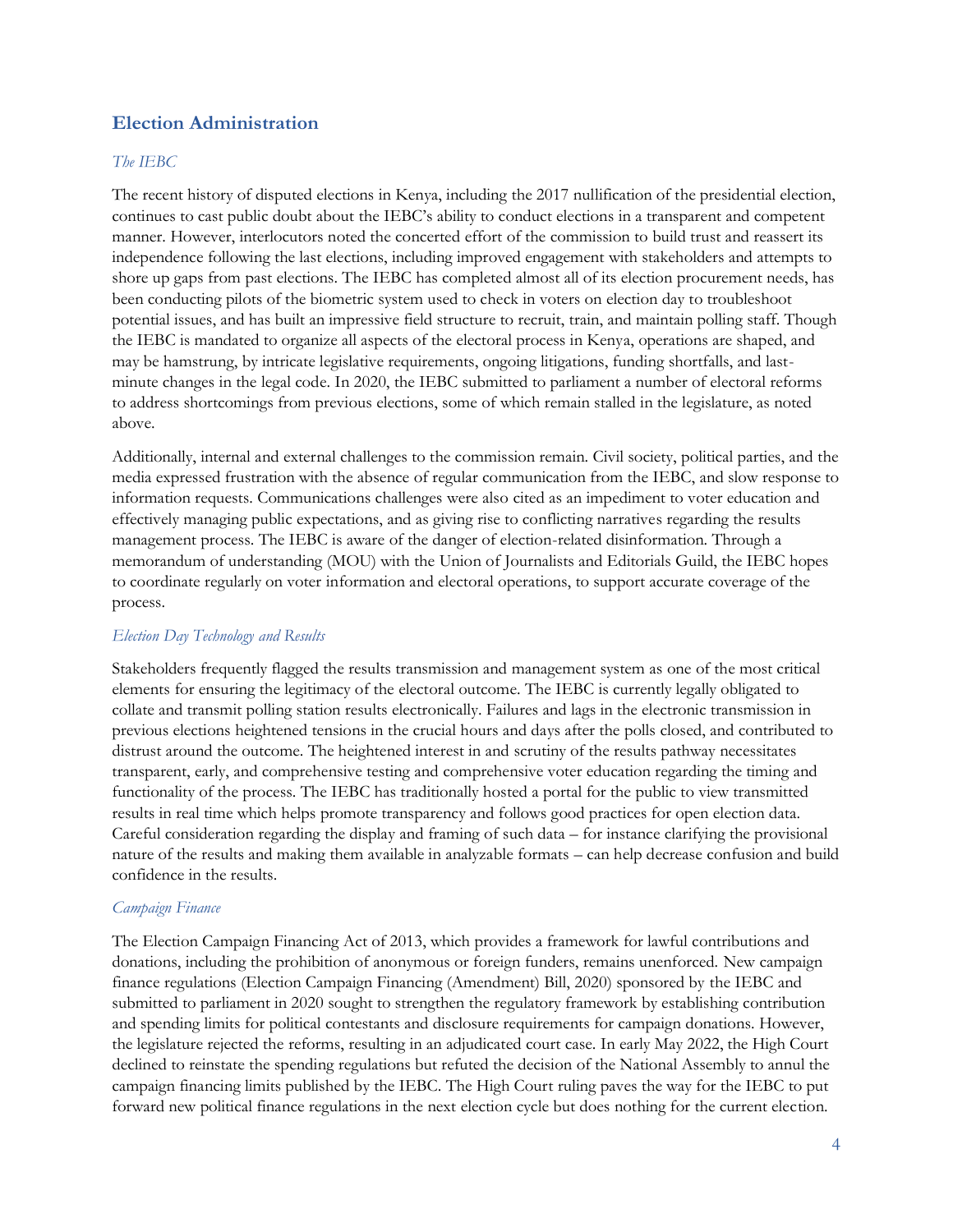## Election Administration

### *The IEBC*

The recent history of disputed elections in Kenya, including the 2017 nullification of the presidential election, continues to cast public doubt about the IEBC's ability to conduct elections in a transparent and competent manner. However, interlocutors noted the concerted effort of the commission to build trust and reassert its independence following the last elections, including improved engagement with stakeholders and attempts to shore up gaps from past elections. The IEBC has completed almost all of its election procurement needs, has been conducting pilots of the biometric system used to check in voters on election day to troubleshoot potential issues, and has built an impressive field structure to recruit, train, and maintain polling staff. Though the IEBC is mandated to organize all aspects of the electoral process in Kenya, operations are shaped, and may be hamstrung, by intricate legislative requirements, ongoing litigations, funding shortfalls, and last-minute changes in the legal code. In 2020, the IEBC submitted to parliament a number of electoral reforms to address shortcomings from previous elections, some of which remain stalled in the legislature, as noted above.

Additionally, internal and external challenges to the commission remain. Civil society, political parties, and the media expressed frustration with the absence of regular communication from the IEBC, and slow response to information requests. Communications challenges were also cited as an impediment to voter education and effectively managing public expectations, and as giving rise to conflicting narratives regarding the results management process. The IEBC is aware of the danger of election-related disinformation. Through a memorandum of understanding (MOU) with the Union of Journalists and Editorials Guild, the IEBC hopes to coordinate regularly on voter information and electoral operations, to support accurate coverage of the process.

### *Election Day Technology and Results*

Stakeholders frequently flagged the results transmission and management system as one of the most critical elements for ensuring the legitimacy of the electoral outcome. The IEBC is currently legally obligated to collate and transmit polling station results electronically. Failures and lags in the electronic transmission in previous elections heightened tensions in the crucial hours and days after the polls closed, and contributed to distrust around the outcome. The heightened interest in and scrutiny of the results pathway necessitates transparent, early, and comprehensive testing and comprehensive voter education regarding the timing and functionality of the process. The IEBC has traditionally hosted a portal for the public to view transmitted results in real time which helps promote transparency and follows good practices for open election data. Careful consideration regarding the display and framing of such data – for instance clarifying the provisional nature of the results and making them available in analyzable formats – can help decrease confusion and build confidence in the results.

### *Campaign Finance*

The Election Campaign Financing Act of 2013, which provides a framework for lawful contributions and donations, including the prohibition of anonymous or foreign funders, remains unenforced. New campaign finance regulations (Election Campaign Financing (Amendment) Bill, 2020) sponsored by the IEBC and submitted to parliament in 2020 sought to strengthen the regulatory framework by establishing contribution and spending limits for political contestants and disclosure requirements for campaign donations. However, the legislature rejected the reforms, resulting in an adjudicated court case. In early May 2022, the High Court declined to reinstate the spending regulations but refuted the decision of the National Assembly to annul the campaign financing limits published by the IEBC. The High Court ruling paves the way for the IEBC to put forward new political finance regulations in the next election cycle but does nothing for the current election.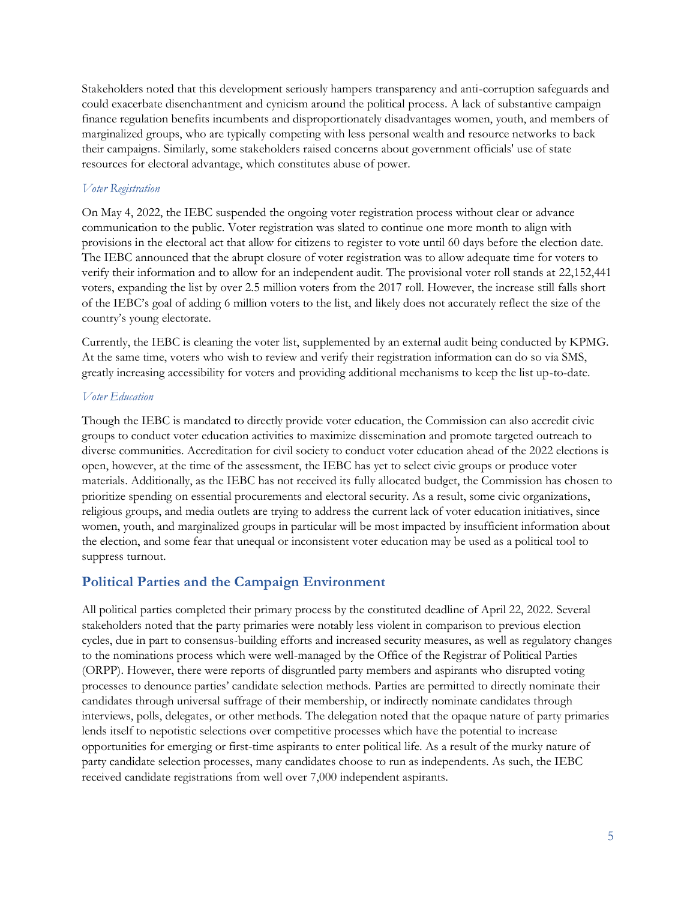Stakeholders noted that this development seriously hampers transparency and anti-corruption safeguards and could exacerbate disenchantment and cynicism around the political process. A lack of substantive campaign finance regulation benefits incumbents and disproportionately disadvantages women, youth, and members of marginalized groups, who are typically competing with less personal wealth and resource networks to back their campaigns. Similarly, some stakeholders raised concerns about government officials' use of state resources for electoral advantage, which constitutes abuse of power.

### *Voter Registration*

On May 4, 2022, the IEBC suspended the ongoing voter registration process without clear or advance communication to the public. Voter registration was slated to continue one more month to align with provisions in the electoral act that allow for citizens to register to vote until 60 days before the election date. The IEBC announced that the abrupt closure of voter registration was to allow adequate time for voters to verify their information and to allow for an independent audit. The provisional voter roll stands at 22,152,441 voters, expanding the list by over 2.5 million voters from the 2017 roll. However, the increase still falls short of the IEBC's goal of adding 6 million voters to the list, and likely does not accurately reflect the size of the country's young electorate.

Currently, the IEBC is cleaning the voter list, supplemented by an external audit being conducted by KPMG. At the same time, voters who wish to review and verify their registration information can do so via SMS, greatly increasing accessibility for voters and providing additional mechanisms to keep the list up-to-date.

### *Voter Education*

Though the IEBC is mandated to directly provide voter education, the Commission can also accredit civic groups to conduct voter education activities to maximize dissemination and promote targeted outreach to diverse communities. Accreditation for civil society to conduct voter education ahead of the 2022 elections is open, however, at the time of the assessment, the IEBC has yet to select civic groups or produce voter materials. Additionally, as the IEBC has not received its fully allocated budget, the Commission has chosen to prioritize spending on essential procurements and electoral security. As a result, some civic organizations, religious groups, and media outlets are trying to address the current lack of voter education initiatives, since women, youth, and marginalized groups in particular will be most impacted by insufficient information about the election, and some fear that unequal or inconsistent voter education may be used as a political tool to suppress turnout.

## Political Parties and the Campaign Environment

All political parties completed their primary process by the constituted deadline of April 22, 2022. Several stakeholders noted that the party primaries were notably less violent in comparison to previous election cycles, due in part to consensus-building efforts and increased security measures, as well as regulatory changes to the nominations process which were well-managed by the Office of the Registrar of Political Parties (ORPP). However, there were reports of disgruntled party members and aspirants who disrupted voting processes to denounce parties' candidate selection methods. Parties are permitted to directly nominate their candidates through universal suffrage of their membership, or indirectly nominate candidates through interviews, polls, delegates, or other methods. The delegation noted that the opaque nature of party primaries lends itself to nepotistic selections over competitive processes which have the potential to increase opportunities for emerging or first-time aspirants to enter political life. As a result of the murky nature of party candidate selection processes, many candidates choose to run as independents. As such, the IEBC received candidate registrations from well over 7,000 independent aspirants.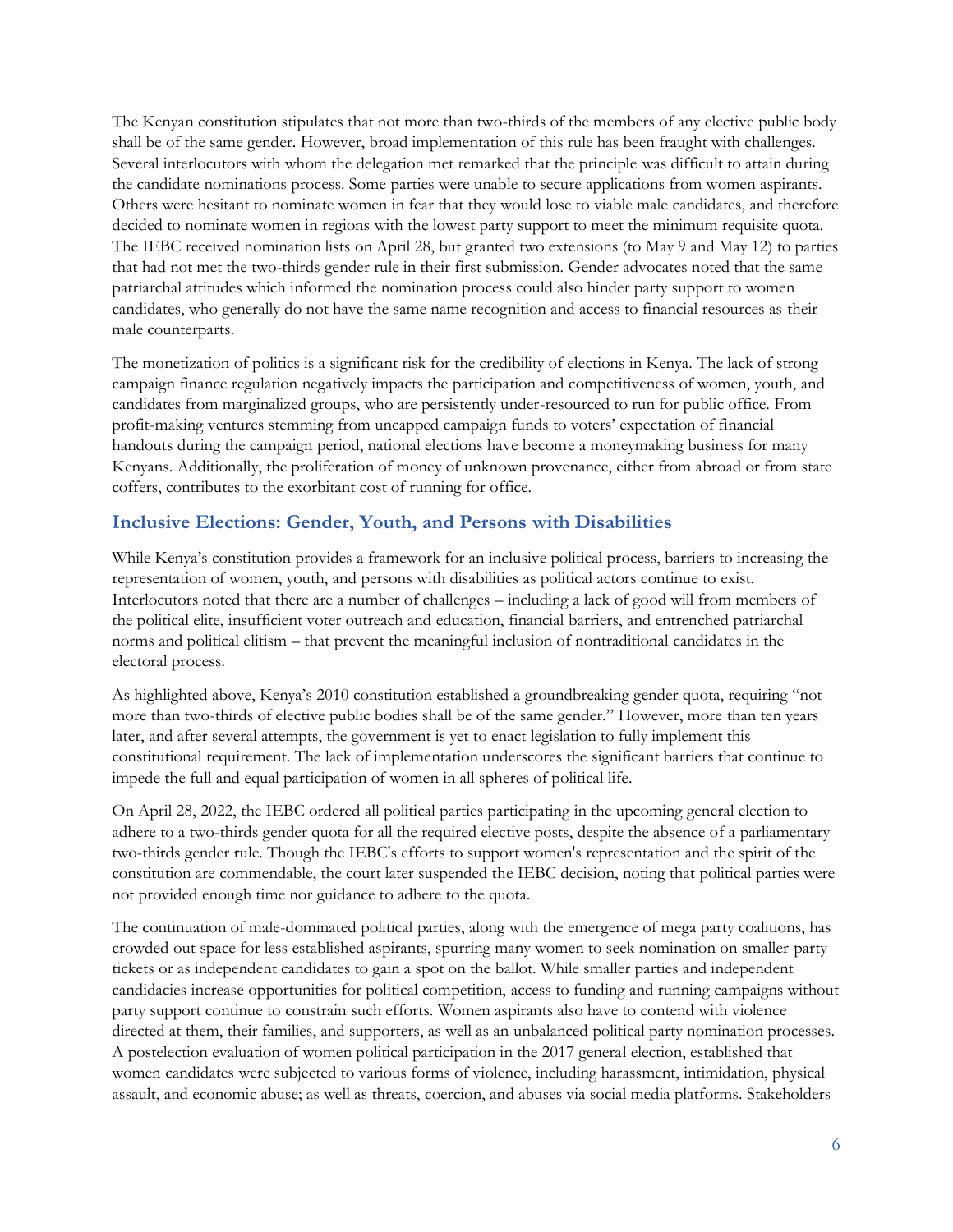The Kenyan constitution stipulates that not more than two-thirds of the members of any elective public body shall be of the same gender. However, broad implementation of this rule has been fraught with challenges. Several interlocutors with whom the delegation met remarked that the principle was difficult to attain during the candidate nominations process. Some parties were unable to secure applications from women aspirants. Others were hesitant to nominate women in fear that they would lose to viable male candidates, and therefore decided to nominate women in regions with the lowest party support to meet the minimum requisite quota. The IEBC received nomination lists on April 28, but granted two extensions (to May 9 and May 12) to parties that had not met the two-thirds gender rule in their first submission. Gender advocates noted that the same patriarchal attitudes which informed the nomination process could also hinder party support to women candidates, who generally do not have the same name recognition and access to financial resources as their male counterparts.

The monetization of politics is a significant risk for the credibility of elections in Kenya. The lack of strong campaign finance regulation negatively impacts the participation and competitiveness of women, youth, and candidates from marginalized groups, who are persistently under-resourced to run for public office. From profit-making ventures stemming from uncapped campaign funds to voters' expectation of financial handouts during the campaign period, national elections have become a moneymaking business for many Kenyans. Additionally, the proliferation of money of unknown provenance, either from abroad or from state coffers, contributes to the exorbitant cost of running for office.

## Inclusive Elections: Gender, Youth, and Persons with Disabilities

While Kenya's constitution provides a framework for an inclusive political process, barriers to increasing the representation of women, youth, and persons with disabilities as political actors continue to exist. Interlocutors noted that there are a number of challenges – including a lack of good will from members of the political elite, insufficient voter outreach and education, financial barriers, and entrenched patriarchal norms and political elitism – that prevent the meaningful inclusion of nontraditional candidates in the electoral process.

As highlighted above, Kenya's 2010 constitution established a groundbreaking gender quota, requiring "not more than two-thirds of elective public bodies shall be of the same gender." However, more than ten years later, and after several attempts, the government is yet to enact legislation to fully implement this constitutional requirement. The lack of implementation underscores the significant barriers that continue to impede the full and equal participation of women in all spheres of political life.

On April 28, 2022, the IEBC ordered all political parties participating in the upcoming general election to adhere to a two-thirds gender quota for all the required elective posts, despite the absence of a parliamentary two-thirds gender rule. Though the IEBC's efforts to support women's representation and the spirit of the constitution are commendable, the court later suspended the IEBC decision, noting that political parties were not provided enough time nor guidance to adhere to the quota.

The continuation of male-dominated political parties, along with the emergence of mega party coalitions, has crowded out space for less established aspirants, spurring many women to seek nomination on smaller party tickets or as independent candidates to gain a spot on the ballot. While smaller parties and independent candidacies increase opportunities for political competition, access to funding and running campaigns without party support continue to constrain such efforts. Women aspirants also have to contend with violence directed at them, their families, and supporters, as well as an unbalanced political party nomination processes. A postelection evaluation of women political participation in the 2017 general election, established that women candidates were subjected to various forms of violence, including harassment, intimidation, physical assault, and economic abuse; as well as threats, coercion, and abuses via social media platforms. Stakeholders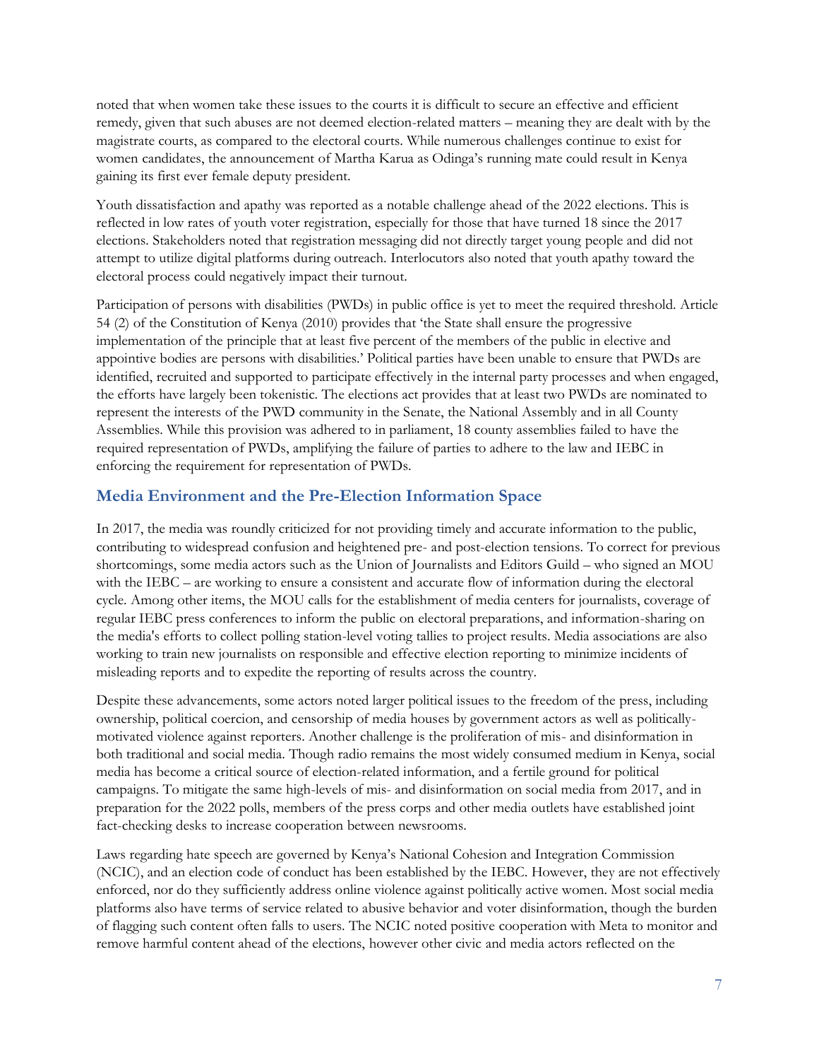noted that when women take these issues to the courts it is difficult to secure an effective and efficient remedy, given that such abuses are not deemed election-related matters – meaning they are dealt with by the magistrate courts, as compared to the electoral courts. While numerous challenges continue to exist for women candidates, the announcement of Martha Karua as Odinga's running mate could result in Kenya gaining its first ever female deputy president.

Youth dissatisfaction and apathy was reported as a notable challenge ahead of the 2022 elections. This is reflected in low rates of youth voter registration, especially for those that have turned 18 since the 2017 elections. Stakeholders noted that registration messaging did not directly target young people and did not attempt to utilize digital platforms during outreach. Interlocutors also noted that youth apathy toward the electoral process could negatively impact their turnout.

Participation of persons with disabilities (PWDs) in public office is yet to meet the required threshold. Article 54 (2) of the Constitution of Kenya (2010) provides that 'the State shall ensure the progressive implementation of the principle that at least five percent of the members of the public in elective and appointive bodies are persons with disabilities.' Political parties have been unable to ensure that PWDs are identified, recruited and supported to participate effectively in the internal party processes and when engaged, the efforts have largely been tokenistic. The elections act provides that at least two PWDs are nominated to represent the interests of the PWD community in the Senate, the National Assembly and in all County Assemblies. While this provision was adhered to in parliament, 18 county assemblies failed to have the required representation of PWDs, amplifying the failure of parties to adhere to the law and IEBC in enforcing the requirement for representation of PWDs.

## Media Environment and the Pre-Election Information Space

In 2017, the media was roundly criticized for not providing timely and accurate information to the public, contributing to widespread confusion and heightened pre- and post-election tensions. To correct for previous shortcomings, some media actors such as the Union of Journalists and Editors Guild – who signed an MOU with the IEBC – are working to ensure a consistent and accurate flow of information during the electoral cycle. Among other items, the MOU calls for the establishment of media centers for journalists, coverage of regular IEBC press conferences to inform the public on electoral preparations, and information-sharing on the media's efforts to collect polling station-level voting tallies to project results. Media associations are also working to train new journalists on responsible and effective election reporting to minimize incidents of misleading reports and to expedite the reporting of results across the country.

Despite these advancements, some actors noted larger political issues to the freedom of the press, including ownership, political coercion, and censorship of media houses by government actors as well as politically-motivated violence against reporters. Another challenge is the proliferation of mis- and disinformation in both traditional and social media. Though radio remains the most widely consumed medium in Kenya, social media has become a critical source of election-related information, and a fertile ground for political campaigns. To mitigate the same high-levels of mis- and disinformation on social media from 2017, and in preparation for the 2022 polls, members of the press corps and other media outlets have established joint fact-checking desks to increase cooperation between newsrooms.

Laws regarding hate speech are governed by Kenya's National Cohesion and Integration Commission (NCIC), and an election code of conduct has been established by the IEBC. However, they are not effectively enforced, nor do they sufficiently address online violence against politically active women. Most social media platforms also have terms of service related to abusive behavior and voter disinformation, though the burden of flagging such content often falls to users. The NCIC noted positive cooperation with Meta to monitor and remove harmful content ahead of the elections, however other civic and media actors reflected on the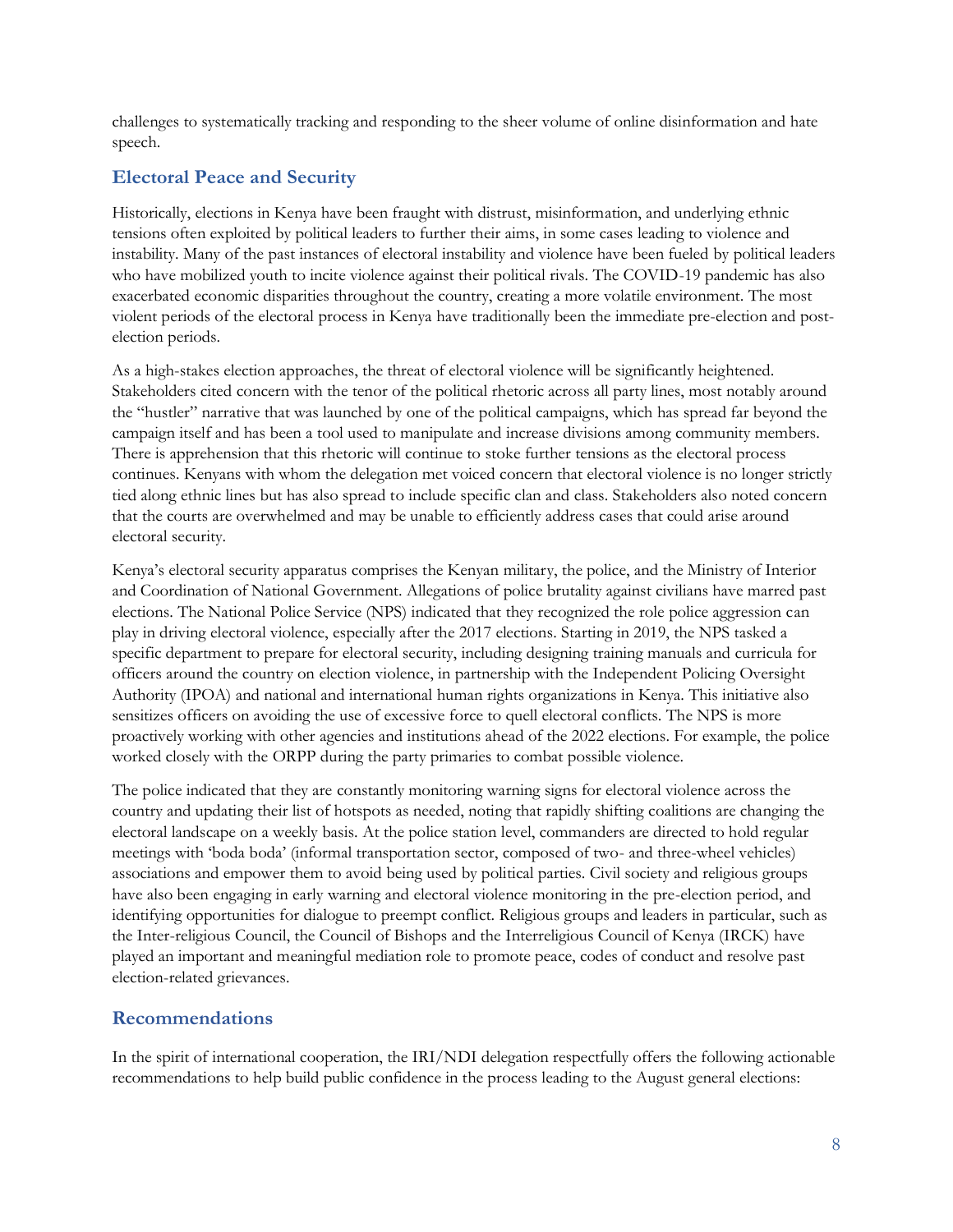challenges to systematically tracking and responding to the sheer volume of online disinformation and hate speech.

## Electoral Peace and Security

Historically, elections in Kenya have been fraught with distrust, misinformation, and underlying ethnic tensions often exploited by political leaders to further their aims, in some cases leading to violence and instability. Many of the past instances of electoral instability and violence have been fueled by political leaders who have mobilized youth to incite violence against their political rivals. The COVID-19 pandemic has also exacerbated economic disparities throughout the country, creating a more volatile environment. The most violent periods of the electoral process in Kenya have traditionally been the immediate pre-election and post-election periods.

As a high-stakes election approaches, the threat of electoral violence will be significantly heightened. Stakeholders cited concern with the tenor of the political rhetoric across all party lines, most notably around the "hustler" narrative that was launched by one of the political campaigns, which has spread far beyond the campaign itself and has been a tool used to manipulate and increase divisions among community members. There is apprehension that this rhetoric will continue to stoke further tensions as the electoral process continues. Kenyans with whom the delegation met voiced concern that electoral violence is no longer strictly tied along ethnic lines but has also spread to include specific clan and class. Stakeholders also noted concern that the courts are overwhelmed and may be unable to efficiently address cases that could arise around electoral security.

Kenya's electoral security apparatus comprises the Kenyan military, the police, and the Ministry of Interior and Coordination of National Government. Allegations of police brutality against civilians have marred past elections. The National Police Service (NPS) indicated that they recognized the role police aggression can play in driving electoral violence, especially after the 2017 elections. Starting in 2019, the NPS tasked a specific department to prepare for electoral security, including designing training manuals and curricula for officers around the country on election violence, in partnership with the Independent Policing Oversight Authority (IPOA) and national and international human rights organizations in Kenya. This initiative also sensitizes officers on avoiding the use of excessive force to quell electoral conflicts. The NPS is more proactively working with other agencies and institutions ahead of the 2022 elections. For example, the police worked closely with the ORPP during the party primaries to combat possible violence.

The police indicated that they are constantly monitoring warning signs for electoral violence across the country and updating their list of hotspots as needed, noting that rapidly shifting coalitions are changing the electoral landscape on a weekly basis. At the police station level, commanders are directed to hold regular meetings with 'boda boda' (informal transportation sector, composed of two- and three-wheel vehicles) associations and empower them to avoid being used by political parties. Civil society and religious groups have also been engaging in early warning and electoral violence monitoring in the pre-election period, and identifying opportunities for dialogue to preempt conflict. Religious groups and leaders in particular, such as the Inter-religious Council, the Council of Bishops and the Interreligious Council of Kenya (IRCK) have played an important and meaningful mediation role to promote peace, codes of conduct and resolve past election-related grievances.

## Recommendations

In the spirit of international cooperation, the IRI/NDI delegation respectfully offers the following actionable recommendations to help build public confidence in the process leading to the August general elections: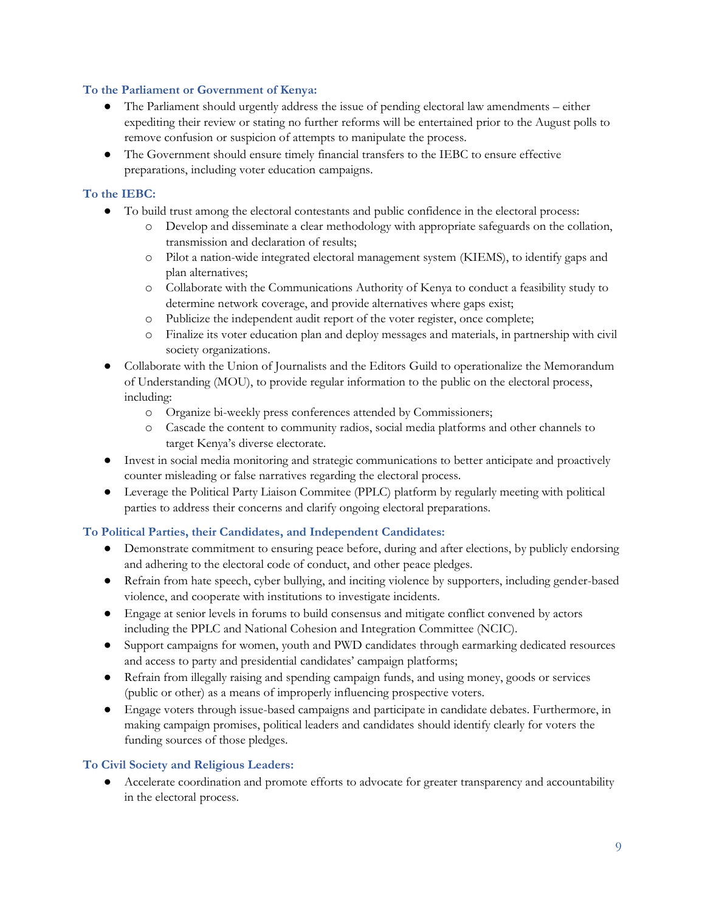### To the Parliament or Government of Kenya:

- The Parliament should urgently address the issue of pending electoral law amendments – either expediting their review or stating no further reforms will be entertained prior to the August polls to remove confusion or suspicion of attempts to manipulate the process.
- The Government should ensure timely financial transfers to the IEBC to ensure effective preparations, including voter education campaigns.

### To the IEBC:

- To build trust among the electoral contestants and public confidence in the electoral process:
  - Develop and disseminate a clear methodology with appropriate safeguards on the collation, transmission and declaration of results;
  - Pilot a nation-wide integrated electoral management system (KIEMS), to identify gaps and plan alternatives;
  - Collaborate with the Communications Authority of Kenya to conduct a feasibility study to determine network coverage, and provide alternatives where gaps exist;
  - Publicize the independent audit report of the voter register, once complete;
  - Finalize its voter education plan and deploy messages and materials, in partnership with civil society organizations.
- Collaborate with the Union of Journalists and the Editors Guild to operationalize the Memorandum of Understanding (MOU), to provide regular information to the public on the electoral process, including:
  - Organize bi-weekly press conferences attended by Commissioners;
  - Cascade the content to community radios, social media platforms and other channels to target Kenya's diverse electorate.
- Invest in social media monitoring and strategic communications to better anticipate and proactively counter misleading or false narratives regarding the electoral process.
- Leverage the Political Party Liaison Commitee (PPLC) platform by regularly meeting with political parties to address their concerns and clarify ongoing electoral preparations.

### To Political Parties, their Candidates, and Independent Candidates:

- Demonstrate commitment to ensuring peace before, during and after elections, by publicly endorsing and adhering to the electoral code of conduct, and other peace pledges.
- Refrain from hate speech, cyber bullying, and inciting violence by supporters, including gender-based violence, and cooperate with institutions to investigate incidents.
- Engage at senior levels in forums to build consensus and mitigate conflict convened by actors including the PPLC and National Cohesion and Integration Committee (NCIC).
- Support campaigns for women, youth and PWD candidates through earmarking dedicated resources and access to party and presidential candidates' campaign platforms;
- Refrain from illegally raising and spending campaign funds, and using money, goods or services (public or other) as a means of improperly influencing prospective voters.
- Engage voters through issue-based campaigns and participate in candidate debates. Furthermore, in making campaign promises, political leaders and candidates should identify clearly for voters the funding sources of those pledges.

### To Civil Society and Religious Leaders:

- Accelerate coordination and promote efforts to advocate for greater transparency and accountability in the electoral process.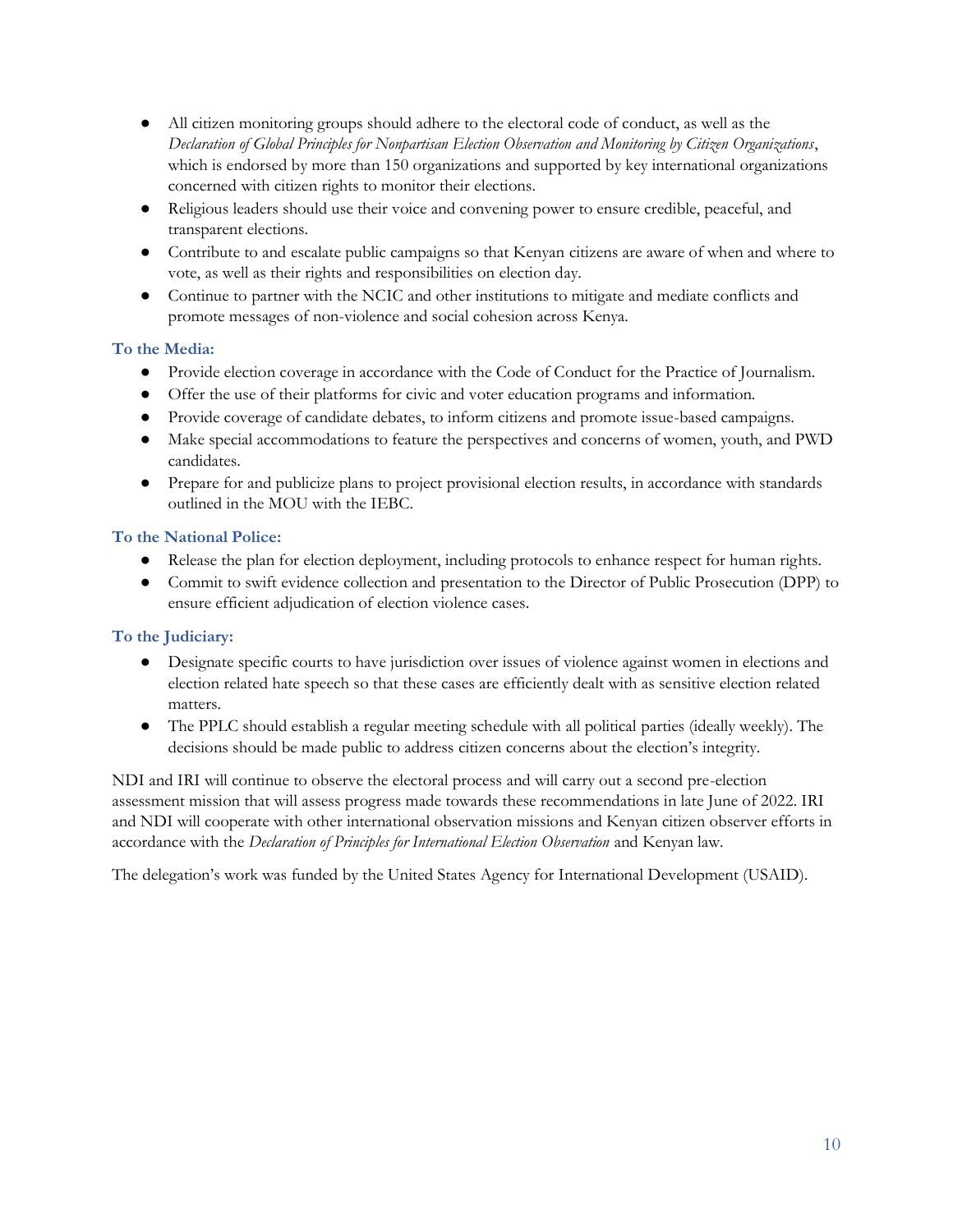- All citizen monitoring groups should adhere to the electoral code of conduct, as well as the *Declaration of Global Principles for Nonpartisan Election Observation and Monitoring by Citizen Organizations*, which is endorsed by more than 150 organizations and supported by key international organizations concerned with citizen rights to monitor their elections.
- Religious leaders should use their voice and convening power to ensure credible, peaceful, and transparent elections.
- Contribute to and escalate public campaigns so that Kenyan citizens are aware of when and where to vote, as well as their rights and responsibilities on election day.
- Continue to partner with the NCIC and other institutions to mitigate and mediate conflicts and promote messages of non-violence and social cohesion across Kenya.

### To the Media:

- Provide election coverage in accordance with the Code of Conduct for the Practice of Journalism.
- Offer the use of their platforms for civic and voter education programs and information.
- Provide coverage of candidate debates, to inform citizens and promote issue-based campaigns.
- Make special accommodations to feature the perspectives and concerns of women, youth, and PWD candidates.
- Prepare for and publicize plans to project provisional election results, in accordance with standards outlined in the MOU with the IEBC.

### To the National Police:

- Release the plan for election deployment, including protocols to enhance respect for human rights.
- Commit to swift evidence collection and presentation to the Director of Public Prosecution (DPP) to ensure efficient adjudication of election violence cases.

### To the Judiciary:

- Designate specific courts to have jurisdiction over issues of violence against women in elections and election related hate speech so that these cases are efficiently dealt with as sensitive election related matters.
- The PPLC should establish a regular meeting schedule with all political parties (ideally weekly). The decisions should be made public to address citizen concerns about the election's integrity.

NDI and IRI will continue to observe the electoral process and will carry out a second pre-election assessment mission that will assess progress made towards these recommendations in late June of 2022. IRI and NDI will cooperate with other international observation missions and Kenyan citizen observer efforts in accordance with the *Declaration of Principles for International Election Observation* and Kenyan law.

The delegation's work was funded by the United States Agency for International Development (USAID).